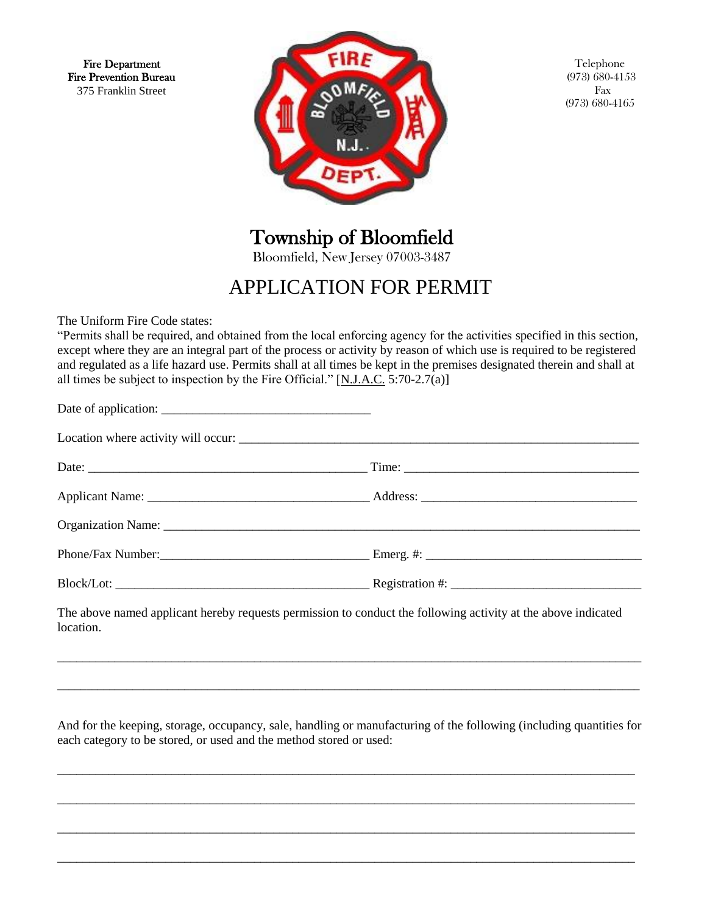Fire Department
Fire Prevention Bureau
375 Franklin Street

Telephone
(973) 680-4153
Fax
(973) 680-4165

# Township of Bloomfield

Bloomfield, New Jersey 07003-3487

## APPLICATION FOR PERMIT

The Uniform Fire Code states:
"Permits shall be required, and obtained from the local enforcing agency for the activities specified in this section, except where they are an integral part of the process or activity by reason of which use is required to be registered and regulated as a life hazard use. Permits shall at all times be kept in the premises designated therein and shall at all times be subject to inspection by the Fire Official." [N.J.A.C. 5:70-2.7(a)]

Date of application: ________________________________

Location where activity will occur: ________________________________________________________________

Date: ____________________________________________ Time: ____________________________________

Applicant Name: __________________________________ Address: _________________________________

Organization Name: ___________________________________________________________________________

Phone/Fax Number:________________________________ Emerg. #: _________________________________

Block/Lot: _______________________________________ Registration #: _____________________________

The above named applicant hereby requests permission to conduct the following activity at the above indicated location.

_____________________________________________________________________________________________

_____________________________________________________________________________________________

And for the keeping, storage, occupancy, sale, handling or manufacturing of the following (including quantities for each category to be stored, or used and the method stored or used:

_____________________________________________________________________________________________

_____________________________________________________________________________________________

_____________________________________________________________________________________________

_____________________________________________________________________________________________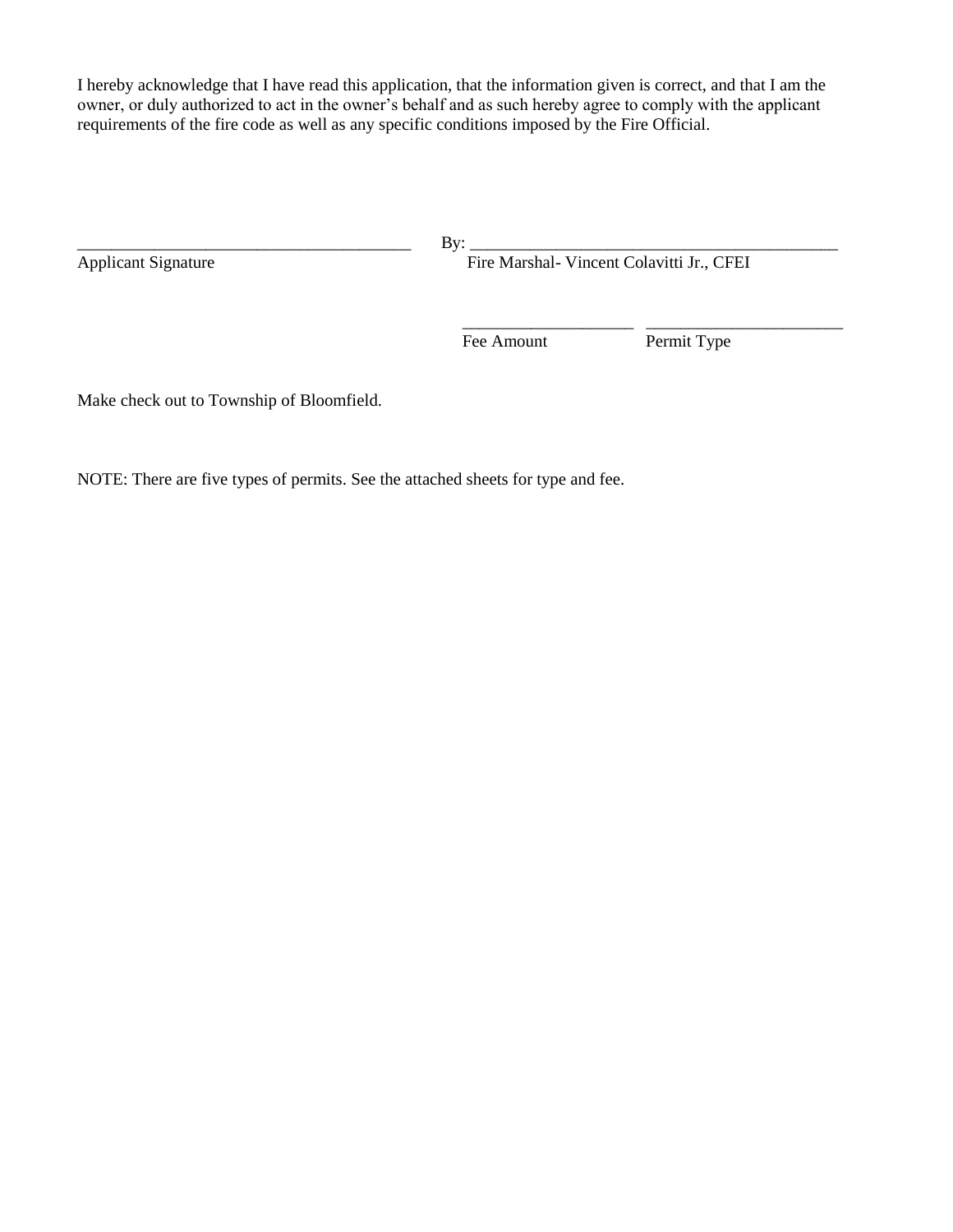I hereby acknowledge that I have read this application, that the information given is correct, and that I am the owner, or duly authorized to act in the owner's behalf and as such hereby agree to comply with the applicant requirements of the fire code as well as any specific conditions imposed by the Fire Official.

_______________________________________ By: ___________________________________________

Applicant Signature Fire Marshal- Vincent Colavitti Jr., CFEI

____________________ _______________________

Fee Amount Permit Type

Make check out to Township of Bloomfield.

NOTE: There are five types of permits. See the attached sheets for type and fee.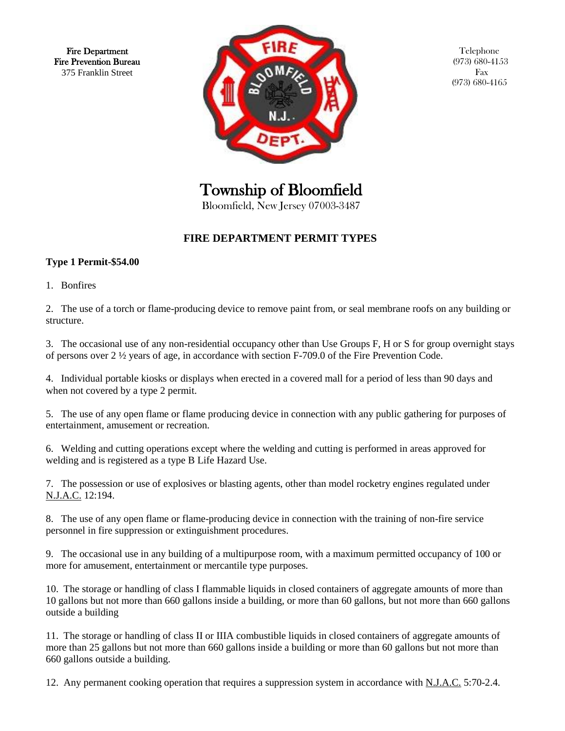Fire Department
Fire Prevention Bureau
375 Franklin Street

Telephone
(973) 680-4153
Fax
(973) 680-4165

# Township of Bloomfield

Bloomfield, New Jersey 07003-3487

## FIRE DEPARTMENT PERMIT TYPES

**Type 1 Permit-$54.00**

1. Bonfires

2. The use of a torch or flame-producing device to remove paint from, or seal membrane roofs on any building or structure.

3. The occasional use of any non-residential occupancy other than Use Groups F, H or S for group overnight stays of persons over 2 ½ years of age, in accordance with section F-709.0 of the Fire Prevention Code.

4. Individual portable kiosks or displays when erected in a covered mall for a period of less than 90 days and when not covered by a type 2 permit.

5. The use of any open flame or flame producing device in connection with any public gathering for purposes of entertainment, amusement or recreation.

6. Welding and cutting operations except where the welding and cutting is performed in areas approved for welding and is registered as a type B Life Hazard Use.

7. The possession or use of explosives or blasting agents, other than model rocketry engines regulated under N.J.A.C. 12:194.

8. The use of any open flame or flame-producing device in connection with the training of non-fire service personnel in fire suppression or extinguishment procedures.

9. The occasional use in any building of a multipurpose room, with a maximum permitted occupancy of 100 or more for amusement, entertainment or mercantile type purposes.

10. The storage or handling of class I flammable liquids in closed containers of aggregate amounts of more than 10 gallons but not more than 660 gallons inside a building, or more than 60 gallons, but not more than 660 gallons outside a building

11. The storage or handling of class II or IIIA combustible liquids in closed containers of aggregate amounts of more than 25 gallons but not more than 660 gallons inside a building or more than 60 gallons but not more than 660 gallons outside a building.

12. Any permanent cooking operation that requires a suppression system in accordance with N.J.A.C. 5:70-2.4.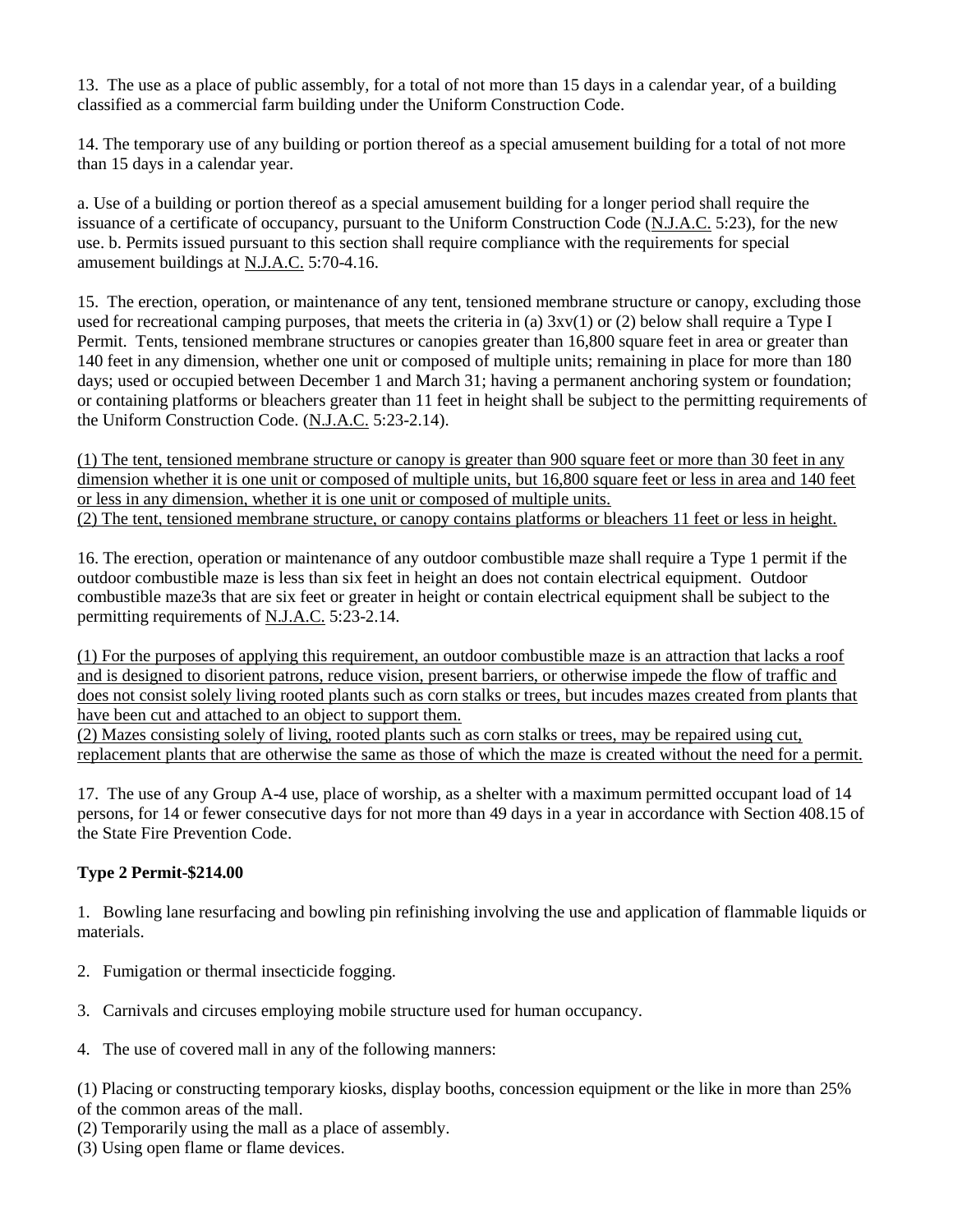13. The use as a place of public assembly, for a total of not more than 15 days in a calendar year, of a building classified as a commercial farm building under the Uniform Construction Code.

14. The temporary use of any building or portion thereof as a special amusement building for a total of not more than 15 days in a calendar year.

a. Use of a building or portion thereof as a special amusement building for a longer period shall require the issuance of a certificate of occupancy, pursuant to the Uniform Construction Code (N.J.A.C. 5:23), for the new use. b. Permits issued pursuant to this section shall require compliance with the requirements for special amusement buildings at N.J.A.C. 5:70-4.16.

15. The erection, operation, or maintenance of any tent, tensioned membrane structure or canopy, excluding those used for recreational camping purposes, that meets the criteria in (a) 3xv(1) or (2) below shall require a Type I Permit. Tents, tensioned membrane structures or canopies greater than 16,800 square feet in area or greater than 140 feet in any dimension, whether one unit or composed of multiple units; remaining in place for more than 180 days; used or occupied between December 1 and March 31; having a permanent anchoring system or foundation; or containing platforms or bleachers greater than 11 feet in height shall be subject to the permitting requirements of the Uniform Construction Code. (N.J.A.C. 5:23-2.14).

(1) The tent, tensioned membrane structure or canopy is greater than 900 square feet or more than 30 feet in any dimension whether it is one unit or composed of multiple units, but 16,800 square feet or less in area and 140 feet or less in any dimension, whether it is one unit or composed of multiple units.
(2) The tent, tensioned membrane structure, or canopy contains platforms or bleachers 11 feet or less in height.

16. The erection, operation or maintenance of any outdoor combustible maze shall require a Type 1 permit if the outdoor combustible maze is less than six feet in height an does not contain electrical equipment. Outdoor combustible maze3s that are six feet or greater in height or contain electrical equipment shall be subject to the permitting requirements of N.J.A.C. 5:23-2.14.

(1) For the purposes of applying this requirement, an outdoor combustible maze is an attraction that lacks a roof and is designed to disorient patrons, reduce vision, present barriers, or otherwise impede the flow of traffic and does not consist solely living rooted plants such as corn stalks or trees, but incudes mazes created from plants that have been cut and attached to an object to support them.
(2) Mazes consisting solely of living, rooted plants such as corn stalks or trees, may be repaired using cut, replacement plants that are otherwise the same as those of which the maze is created without the need for a permit.

17. The use of any Group A-4 use, place of worship, as a shelter with a maximum permitted occupant load of 14 persons, for 14 or fewer consecutive days for not more than 49 days in a year in accordance with Section 408.15 of the State Fire Prevention Code.

**Type 2 Permit-$214.00**

1. Bowling lane resurfacing and bowling pin refinishing involving the use and application of flammable liquids or materials.

2. Fumigation or thermal insecticide fogging.

3. Carnivals and circuses employing mobile structure used for human occupancy.

4. The use of covered mall in any of the following manners:

(1) Placing or constructing temporary kiosks, display booths, concession equipment or the like in more than 25% of the common areas of the mall.
(2) Temporarily using the mall as a place of assembly.
(3) Using open flame or flame devices.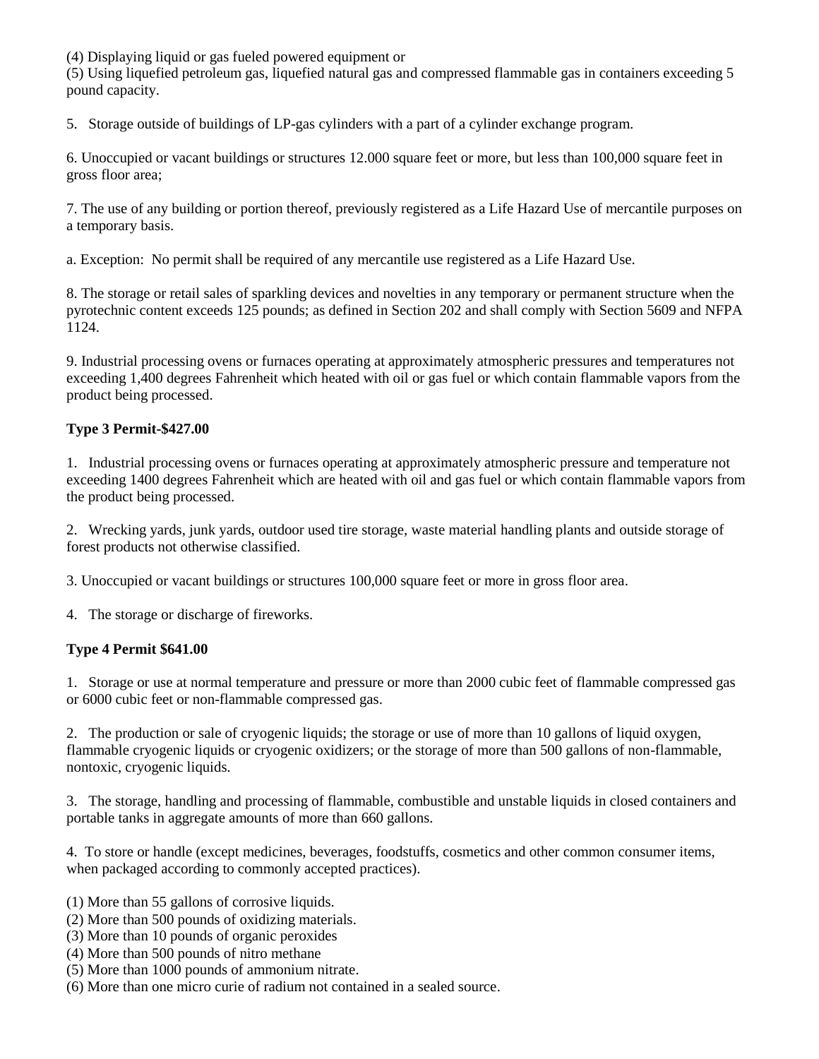(4) Displaying liquid or gas fueled powered equipment or
(5) Using liquefied petroleum gas, liquefied natural gas and compressed flammable gas in containers exceeding 5 pound capacity.

5. Storage outside of buildings of LP-gas cylinders with a part of a cylinder exchange program.

6. Unoccupied or vacant buildings or structures 12.000 square feet or more, but less than 100,000 square feet in gross floor area;

7. The use of any building or portion thereof, previously registered as a Life Hazard Use of mercantile purposes on a temporary basis.

a. Exception: No permit shall be required of any mercantile use registered as a Life Hazard Use.

8. The storage or retail sales of sparkling devices and novelties in any temporary or permanent structure when the pyrotechnic content exceeds 125 pounds; as defined in Section 202 and shall comply with Section 5609 and NFPA 1124.

9. Industrial processing ovens or furnaces operating at approximately atmospheric pressures and temperatures not exceeding 1,400 degrees Fahrenheit which heated with oil or gas fuel or which contain flammable vapors from the product being processed.

**Type 3 Permit-$427.00**

1. Industrial processing ovens or furnaces operating at approximately atmospheric pressure and temperature not exceeding 1400 degrees Fahrenheit which are heated with oil and gas fuel or which contain flammable vapors from the product being processed.

2. Wrecking yards, junk yards, outdoor used tire storage, waste material handling plants and outside storage of forest products not otherwise classified.

3. Unoccupied or vacant buildings or structures 100,000 square feet or more in gross floor area.

4. The storage or discharge of fireworks.

**Type 4 Permit $641.00**

1. Storage or use at normal temperature and pressure or more than 2000 cubic feet of flammable compressed gas or 6000 cubic feet or non-flammable compressed gas.

2. The production or sale of cryogenic liquids; the storage or use of more than 10 gallons of liquid oxygen, flammable cryogenic liquids or cryogenic oxidizers; or the storage of more than 500 gallons of non-flammable, nontoxic, cryogenic liquids.

3. The storage, handling and processing of flammable, combustible and unstable liquids in closed containers and portable tanks in aggregate amounts of more than 660 gallons.

4. To store or handle (except medicines, beverages, foodstuffs, cosmetics and other common consumer items, when packaged according to commonly accepted practices).

(1) More than 55 gallons of corrosive liquids.
(2) More than 500 pounds of oxidizing materials.
(3) More than 10 pounds of organic peroxides
(4) More than 500 pounds of nitro methane
(5) More than 1000 pounds of ammonium nitrate.
(6) More than one micro curie of radium not contained in a sealed source.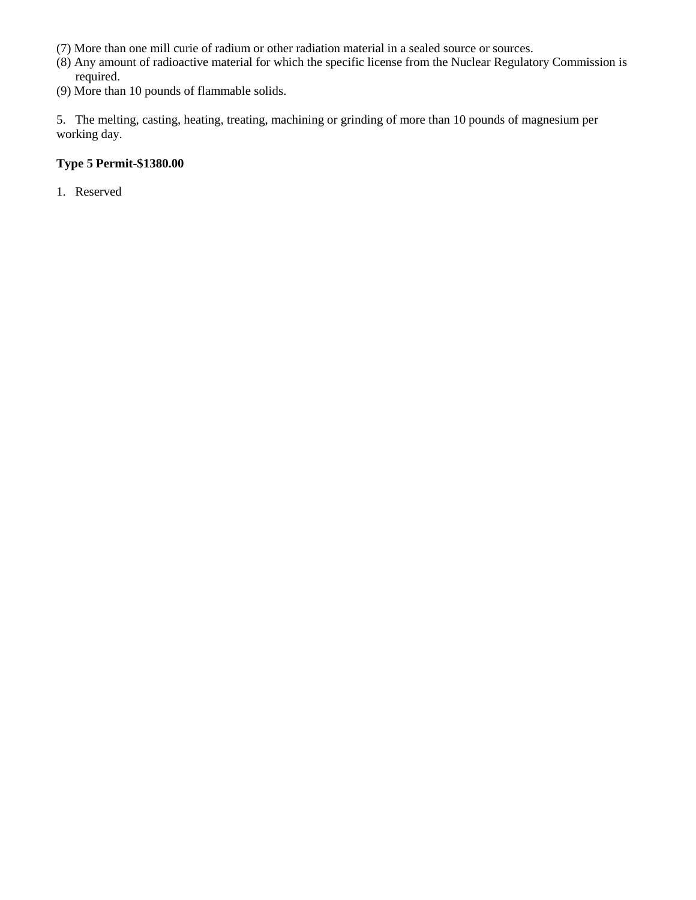(7) More than one mill curie of radium or other radiation material in a sealed source or sources.
(8) Any amount of radioactive material for which the specific license from the Nuclear Regulatory Commission is required.
(9) More than 10 pounds of flammable solids.

5. The melting, casting, heating, treating, machining or grinding of more than 10 pounds of magnesium per working day.

**Type 5 Permit-$1380.00**

1. Reserved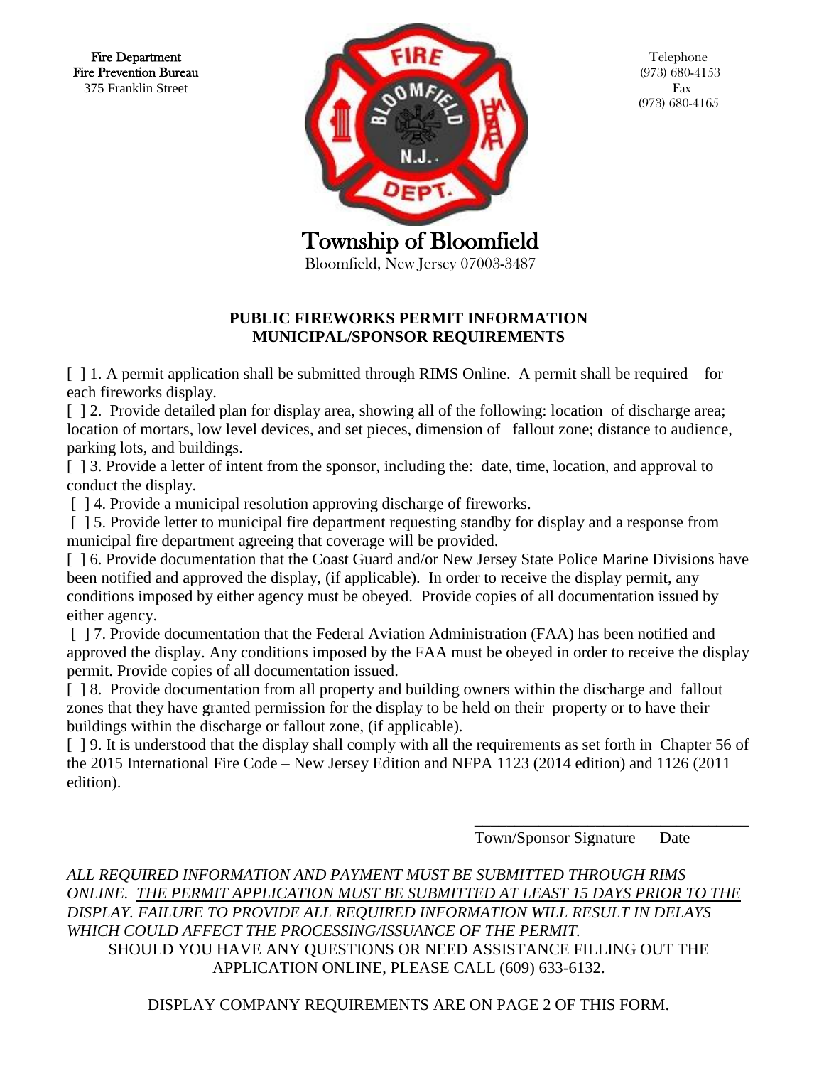Fire Department
Fire Prevention Bureau
375 Franklin Street

Telephone
(973) 680-4153
Fax
(973) 680-4165

# Township of Bloomfield

Bloomfield, New Jersey 07003-3487

## PUBLIC FIREWORKS PERMIT INFORMATION
## MUNICIPAL/SPONSOR REQUIREMENTS

[ ] 1. A permit application shall be submitted through RIMS Online. A permit shall be required for each fireworks display.

[ ] 2. Provide detailed plan for display area, showing all of the following: location of discharge area; location of mortars, low level devices, and set pieces, dimension of fallout zone; distance to audience, parking lots, and buildings.

[ ] 3. Provide a letter of intent from the sponsor, including the: date, time, location, and approval to conduct the display.

[ ] 4. Provide a municipal resolution approving discharge of fireworks.

[ ] 5. Provide letter to municipal fire department requesting standby for display and a response from municipal fire department agreeing that coverage will be provided.

[ ] 6. Provide documentation that the Coast Guard and/or New Jersey State Police Marine Divisions have been notified and approved the display, (if applicable). In order to receive the display permit, any conditions imposed by either agency must be obeyed. Provide copies of all documentation issued by either agency.

[ ] 7. Provide documentation that the Federal Aviation Administration (FAA) has been notified and approved the display. Any conditions imposed by the FAA must be obeyed in order to receive the display permit. Provide copies of all documentation issued.

[ ] 8. Provide documentation from all property and building owners within the discharge and fallout zones that they have granted permission for the display to be held on their property or to have their buildings within the discharge or fallout zone, (if applicable).

[ ] 9. It is understood that the display shall comply with all the requirements as set forth in Chapter 56 of the 2015 International Fire Code – New Jersey Edition and NFPA 1123 (2014 edition) and 1126 (2011 edition).

\_\_\_\_\_\_\_\_\_\_\_\_\_\_\_\_\_\_\_\_\_\_\_\_\_\_\_\_\_\_\_\_\_\_\_\_
Town/Sponsor Signature Date

*ALL REQUIRED INFORMATION AND PAYMENT MUST BE SUBMITTED THROUGH RIMS ONLINE. <u>THE PERMIT APPLICATION MUST BE SUBMITTED AT LEAST 15 DAYS PRIOR TO THE DISPLAY.</u> FAILURE TO PROVIDE ALL REQUIRED INFORMATION WILL RESULT IN DELAYS WHICH COULD AFFECT THE PROCESSING/ISSUANCE OF THE PERMIT.*

SHOULD YOU HAVE ANY QUESTIONS OR NEED ASSISTANCE FILLING OUT THE APPLICATION ONLINE, PLEASE CALL (609) 633-6132.

DISPLAY COMPANY REQUIREMENTS ARE ON PAGE 2 OF THIS FORM.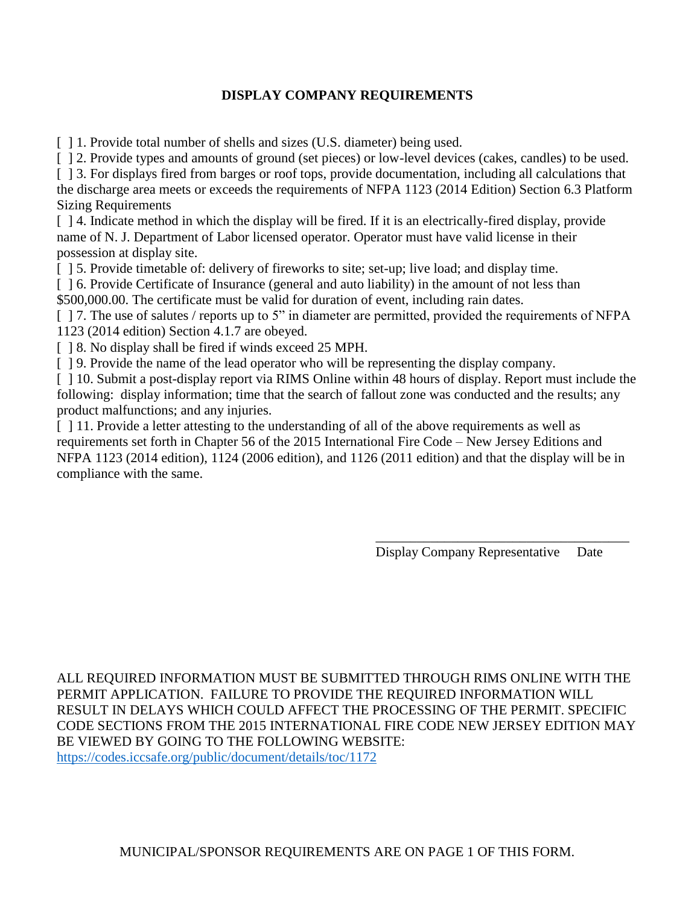## DISPLAY COMPANY REQUIREMENTS

[ ] 1. Provide total number of shells and sizes (U.S. diameter) being used.

[ ] 2. Provide types and amounts of ground (set pieces) or low-level devices (cakes, candles) to be used.

[ ] 3. For displays fired from barges or roof tops, provide documentation, including all calculations that the discharge area meets or exceeds the requirements of NFPA 1123 (2014 Edition) Section 6.3 Platform Sizing Requirements

[ ] 4. Indicate method in which the display will be fired. If it is an electrically-fired display, provide name of N. J. Department of Labor licensed operator. Operator must have valid license in their possession at display site.

[ ] 5. Provide timetable of: delivery of fireworks to site; set-up; live load; and display time.

[ ] 6. Provide Certificate of Insurance (general and auto liability) in the amount of not less than $500,000.00. The certificate must be valid for duration of event, including rain dates.

[ ] 7. The use of salutes / reports up to 5" in diameter are permitted, provided the requirements of NFPA 1123 (2014 edition) Section 4.1.7 are obeyed.

[ ] 8. No display shall be fired if winds exceed 25 MPH.

[ ] 9. Provide the name of the lead operator who will be representing the display company.

[ ] 10. Submit a post-display report via RIMS Online within 48 hours of display. Report must include the following: display information; time that the search of fallout zone was conducted and the results; any product malfunctions; and any injuries.

[ ] 11. Provide a letter attesting to the understanding of all of the above requirements as well as requirements set forth in Chapter 56 of the 2015 International Fire Code – New Jersey Editions and NFPA 1123 (2014 edition), 1124 (2006 edition), and 1126 (2011 edition) and that the display will be in compliance with the same.

\_\_\_\_\_\_\_\_\_\_\_\_\_\_\_\_\_\_\_\_\_\_\_\_\_\_\_\_\_\_\_\_\_\_\_\_\_\_\_\_

Display Company Representative     Date

ALL REQUIRED INFORMATION MUST BE SUBMITTED THROUGH RIMS ONLINE WITH THE PERMIT APPLICATION. FAILURE TO PROVIDE THE REQUIRED INFORMATION WILL RESULT IN DELAYS WHICH COULD AFFECT THE PROCESSING OF THE PERMIT. SPECIFIC CODE SECTIONS FROM THE 2015 INTERNATIONAL FIRE CODE NEW JERSEY EDITION MAY BE VIEWED BY GOING TO THE FOLLOWING WEBSITE: https://codes.iccsafe.org/public/document/details/toc/1172

MUNICIPAL/SPONSOR REQUIREMENTS ARE ON PAGE 1 OF THIS FORM.